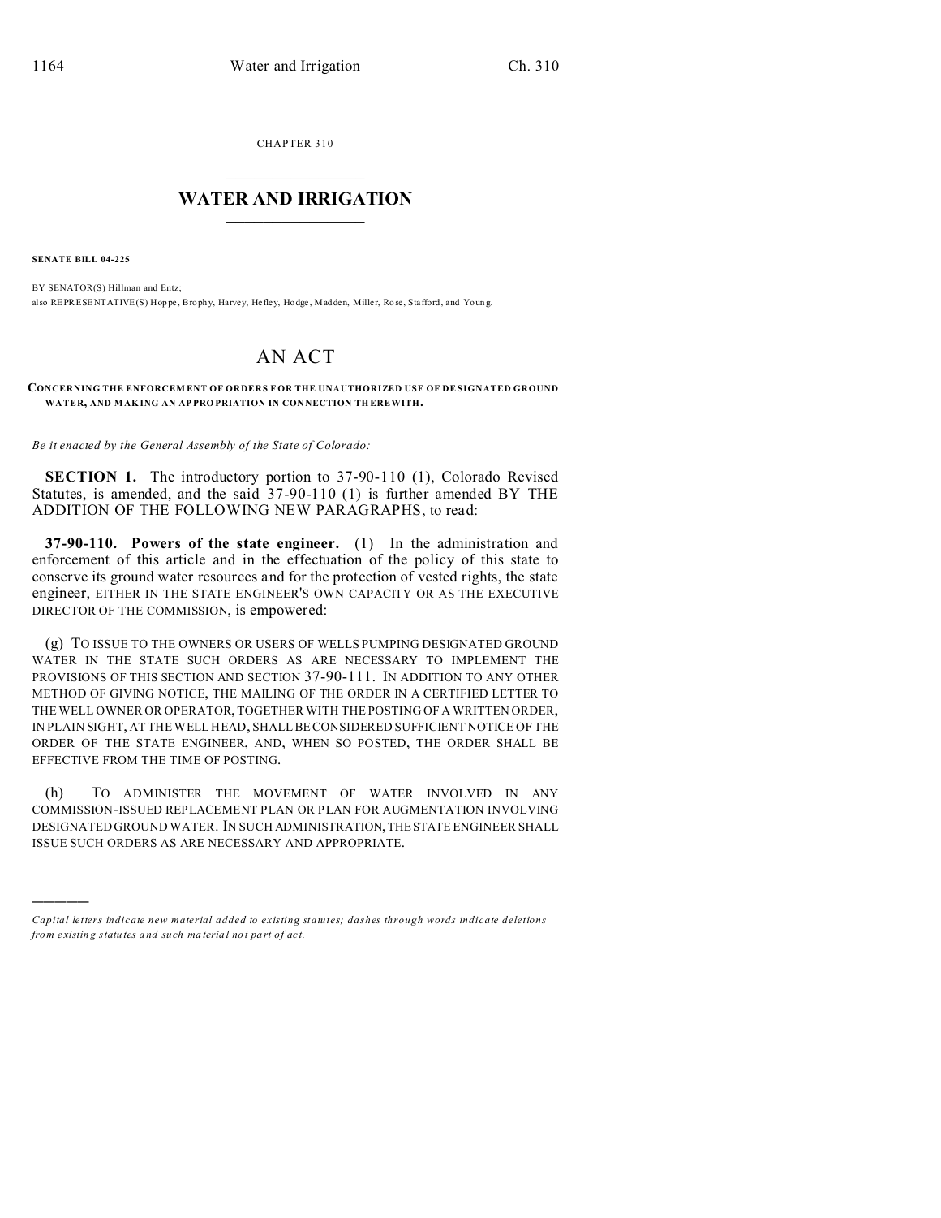CHAPTER 310

# WATER AND IRRIGATION

**SENATE BILL 04-225**

BY SENATOR(S) Hillman and Entz;
also REPRESENTATIVE(S) Hoppe, Brophy, Harvey, Hefley, Hodge, Madden, Miller, Rose, Stafford, and Young.

# AN ACT

**CONCERNING THE ENFORCEMENT OF ORDERS FOR THE UNAUTHORIZED USE OF DESIGNATED GROUND WATER, AND MAKING AN APPROPRIATION IN CONNECTION THEREWITH.**

*Be it enacted by the General Assembly of the State of Colorado:*

**SECTION 1.** The introductory portion to 37-90-110 (1), Colorado Revised Statutes, is amended, and the said 37-90-110 (1) is further amended BY THE ADDITION OF THE FOLLOWING NEW PARAGRAPHS, to read:

**37-90-110. Powers of the state engineer.** (1) In the administration and enforcement of this article and in the effectuation of the policy of this state to conserve its ground water resources and for the protection of vested rights, the state engineer, EITHER IN THE STATE ENGINEER'S OWN CAPACITY OR AS THE EXECUTIVE DIRECTOR OF THE COMMISSION, is empowered:

(g) TO ISSUE TO THE OWNERS OR USERS OF WELLS PUMPING DESIGNATED GROUND WATER IN THE STATE SUCH ORDERS AS ARE NECESSARY TO IMPLEMENT THE PROVISIONS OF THIS SECTION AND SECTION 37-90-111. IN ADDITION TO ANY OTHER METHOD OF GIVING NOTICE, THE MAILING OF THE ORDER IN A CERTIFIED LETTER TO THE WELL OWNER OR OPERATOR, TOGETHER WITH THE POSTING OF A WRITTEN ORDER, IN PLAIN SIGHT, AT THE WELL HEAD, SHALL BE CONSIDERED SUFFICIENT NOTICE OF THE ORDER OF THE STATE ENGINEER, AND, WHEN SO POSTED, THE ORDER SHALL BE EFFECTIVE FROM THE TIME OF POSTING.

(h) TO ADMINISTER THE MOVEMENT OF WATER INVOLVED IN ANY COMMISSION-ISSUED REPLACEMENT PLAN OR PLAN FOR AUGMENTATION INVOLVING DESIGNATED GROUND WATER. IN SUCH ADMINISTRATION, THE STATE ENGINEER SHALL ISSUE SUCH ORDERS AS ARE NECESSARY AND APPROPRIATE.

---

*Capital letters indicate new material added to existing statutes; dashes through words indicate deletions from existing statutes and such material not part of act.*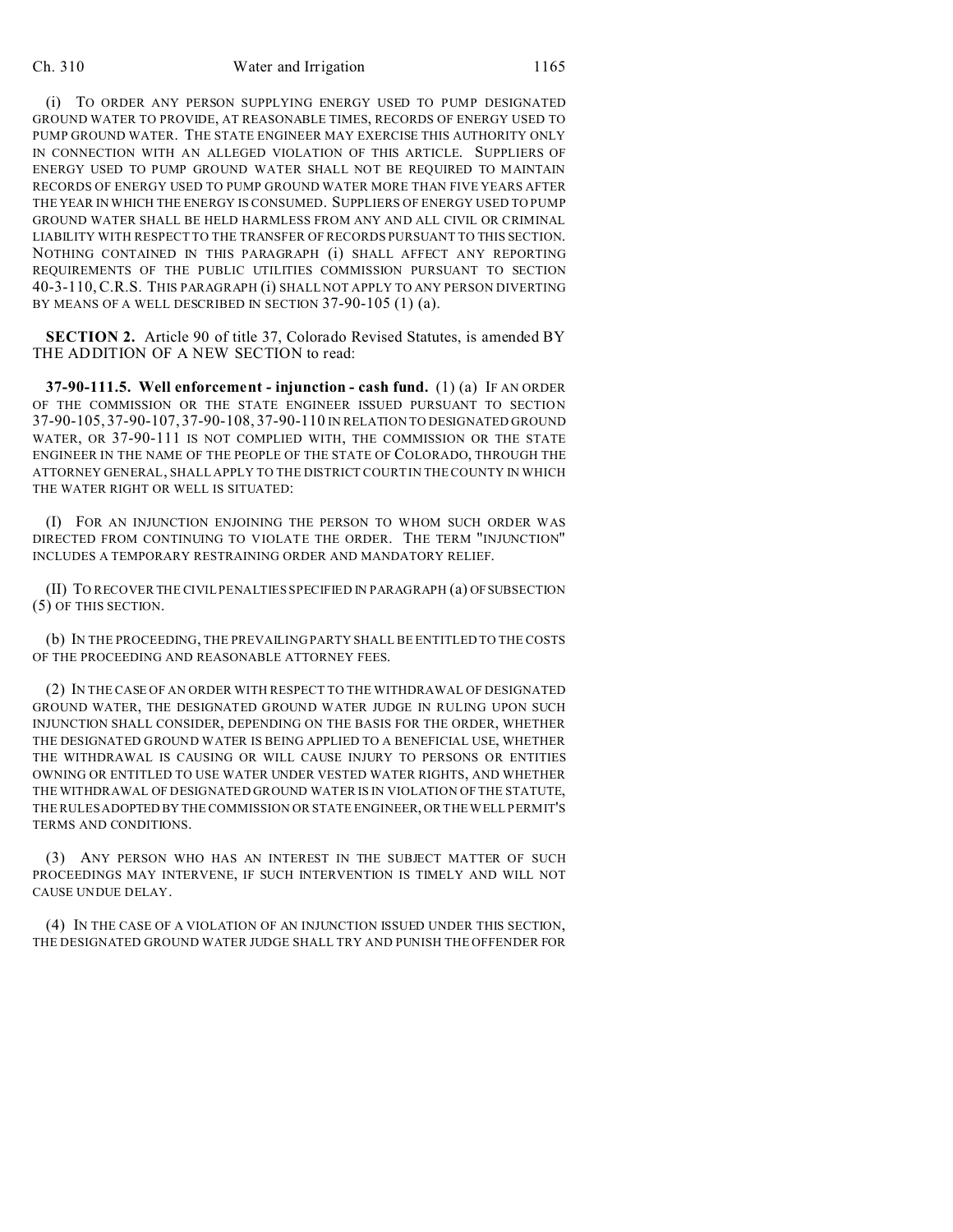(i) TO ORDER ANY PERSON SUPPLYING ENERGY USED TO PUMP DESIGNATED GROUND WATER TO PROVIDE, AT REASONABLE TIMES, RECORDS OF ENERGY USED TO PUMP GROUND WATER. THE STATE ENGINEER MAY EXERCISE THIS AUTHORITY ONLY IN CONNECTION WITH AN ALLEGED VIOLATION OF THIS ARTICLE. SUPPLIERS OF ENERGY USED TO PUMP GROUND WATER SHALL NOT BE REQUIRED TO MAINTAIN RECORDS OF ENERGY USED TO PUMP GROUND WATER MORE THAN FIVE YEARS AFTER THE YEAR IN WHICH THE ENERGY IS CONSUMED. SUPPLIERS OF ENERGY USED TO PUMP GROUND WATER SHALL BE HELD HARMLESS FROM ANY AND ALL CIVIL OR CRIMINAL LIABILITY WITH RESPECT TO THE TRANSFER OF RECORDS PURSUANT TO THIS SECTION. NOTHING CONTAINED IN THIS PARAGRAPH (i) SHALL AFFECT ANY REPORTING REQUIREMENTS OF THE PUBLIC UTILITIES COMMISSION PURSUANT TO SECTION 40-3-110, C.R.S. THIS PARAGRAPH (i) SHALL NOT APPLY TO ANY PERSON DIVERTING BY MEANS OF A WELL DESCRIBED IN SECTION 37-90-105 (1) (a).

**SECTION 2.** Article 90 of title 37, Colorado Revised Statutes, is amended BY THE ADDITION OF A NEW SECTION to read:

**37-90-111.5. Well enforcement - injunction - cash fund.** (1) (a) IF AN ORDER OF THE COMMISSION OR THE STATE ENGINEER ISSUED PURSUANT TO SECTION 37-90-105, 37-90-107, 37-90-108, 37-90-110 IN RELATION TO DESIGNATED GROUND WATER, OR 37-90-111 IS NOT COMPLIED WITH, THE COMMISSION OR THE STATE ENGINEER IN THE NAME OF THE PEOPLE OF THE STATE OF COLORADO, THROUGH THE ATTORNEY GENERAL, SHALL APPLY TO THE DISTRICT COURT IN THE COUNTY IN WHICH THE WATER RIGHT OR WELL IS SITUATED:

(I) FOR AN INJUNCTION ENJOINING THE PERSON TO WHOM SUCH ORDER WAS DIRECTED FROM CONTINUING TO VIOLATE THE ORDER. THE TERM "INJUNCTION" INCLUDES A TEMPORARY RESTRAINING ORDER AND MANDATORY RELIEF.

(II) TO RECOVER THE CIVIL PENALTIES SPECIFIED IN PARAGRAPH (a) OF SUBSECTION (5) OF THIS SECTION.

(b) IN THE PROCEEDING, THE PREVAILING PARTY SHALL BE ENTITLED TO THE COSTS OF THE PROCEEDING AND REASONABLE ATTORNEY FEES.

(2) IN THE CASE OF AN ORDER WITH RESPECT TO THE WITHDRAWAL OF DESIGNATED GROUND WATER, THE DESIGNATED GROUND WATER JUDGE IN RULING UPON SUCH INJUNCTION SHALL CONSIDER, DEPENDING ON THE BASIS FOR THE ORDER, WHETHER THE DESIGNATED GROUND WATER IS BEING APPLIED TO A BENEFICIAL USE, WHETHER THE WITHDRAWAL IS CAUSING OR WILL CAUSE INJURY TO PERSONS OR ENTITIES OWNING OR ENTITLED TO USE WATER UNDER VESTED WATER RIGHTS, AND WHETHER THE WITHDRAWAL OF DESIGNATED GROUND WATER IS IN VIOLATION OF THE STATUTE, THE RULES ADOPTED BY THE COMMISSION OR STATE ENGINEER, OR THE WELL PERMIT'S TERMS AND CONDITIONS.

(3) ANY PERSON WHO HAS AN INTEREST IN THE SUBJECT MATTER OF SUCH PROCEEDINGS MAY INTERVENE, IF SUCH INTERVENTION IS TIMELY AND WILL NOT CAUSE UNDUE DELAY.

(4) IN THE CASE OF A VIOLATION OF AN INJUNCTION ISSUED UNDER THIS SECTION, THE DESIGNATED GROUND WATER JUDGE SHALL TRY AND PUNISH THE OFFENDER FOR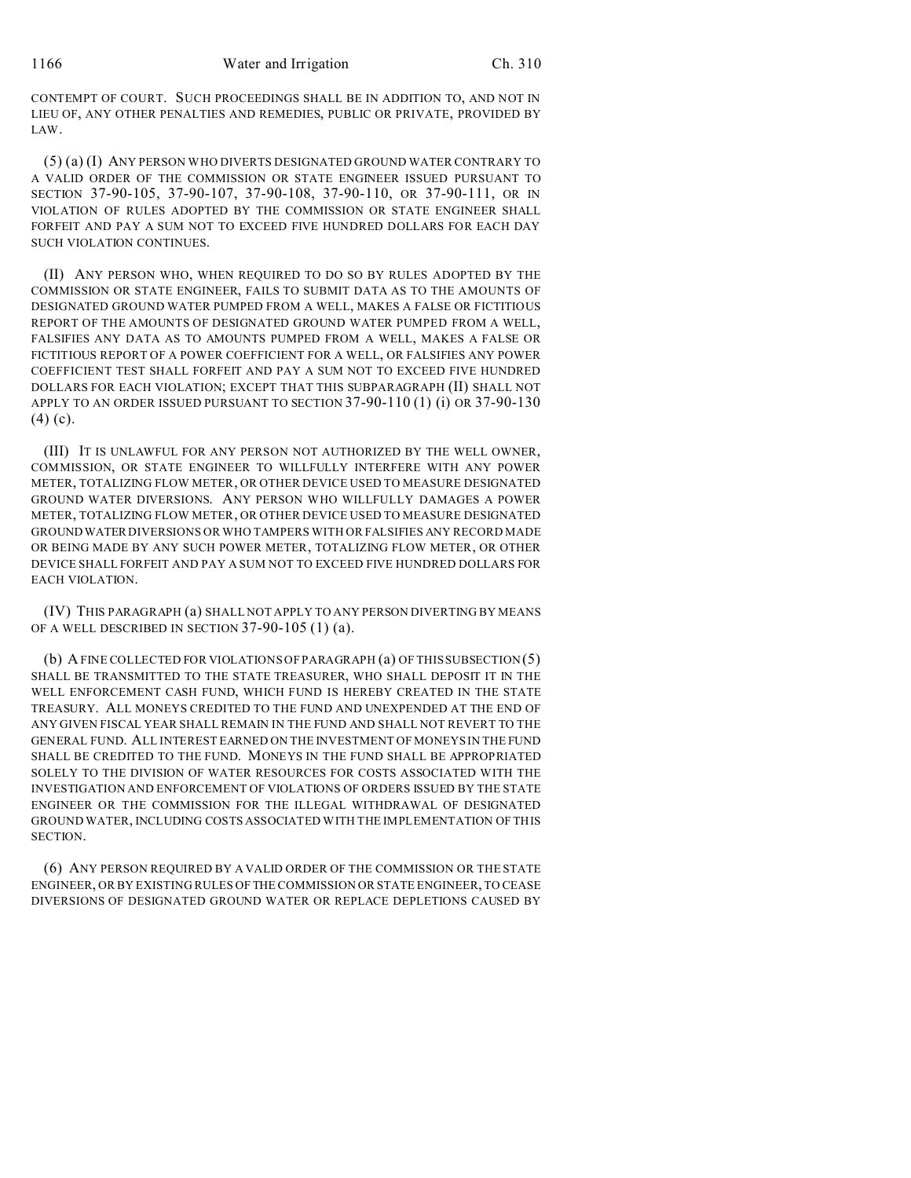CONTEMPT OF COURT. SUCH PROCEEDINGS SHALL BE IN ADDITION TO, AND NOT IN LIEU OF, ANY OTHER PENALTIES AND REMEDIES, PUBLIC OR PRIVATE, PROVIDED BY LAW.

(5) (a) (I) ANY PERSON WHO DIVERTS DESIGNATED GROUND WATER CONTRARY TO A VALID ORDER OF THE COMMISSION OR STATE ENGINEER ISSUED PURSUANT TO SECTION 37-90-105, 37-90-107, 37-90-108, 37-90-110, OR 37-90-111, OR IN VIOLATION OF RULES ADOPTED BY THE COMMISSION OR STATE ENGINEER SHALL FORFEIT AND PAY A SUM NOT TO EXCEED FIVE HUNDRED DOLLARS FOR EACH DAY SUCH VIOLATION CONTINUES.

(II) ANY PERSON WHO, WHEN REQUIRED TO DO SO BY RULES ADOPTED BY THE COMMISSION OR STATE ENGINEER, FAILS TO SUBMIT DATA AS TO THE AMOUNTS OF DESIGNATED GROUND WATER PUMPED FROM A WELL, MAKES A FALSE OR FICTITIOUS REPORT OF THE AMOUNTS OF DESIGNATED GROUND WATER PUMPED FROM A WELL, FALSIFIES ANY DATA AS TO AMOUNTS PUMPED FROM A WELL, MAKES A FALSE OR FICTITIOUS REPORT OF A POWER COEFFICIENT FOR A WELL, OR FALSIFIES ANY POWER COEFFICIENT TEST SHALL FORFEIT AND PAY A SUM NOT TO EXCEED FIVE HUNDRED DOLLARS FOR EACH VIOLATION; EXCEPT THAT THIS SUBPARAGRAPH (II) SHALL NOT APPLY TO AN ORDER ISSUED PURSUANT TO SECTION 37-90-110 (1) (i) OR 37-90-130 (4) (c).

(III) IT IS UNLAWFUL FOR ANY PERSON NOT AUTHORIZED BY THE WELL OWNER, COMMISSION, OR STATE ENGINEER TO WILLFULLY INTERFERE WITH ANY POWER METER, TOTALIZING FLOW METER, OR OTHER DEVICE USED TO MEASURE DESIGNATED GROUND WATER DIVERSIONS. ANY PERSON WHO WILLFULLY DAMAGES A POWER METER, TOTALIZING FLOW METER, OR OTHER DEVICE USED TO MEASURE DESIGNATED GROUND WATER DIVERSIONS OR WHO TAMPERS WITH OR FALSIFIES ANY RECORD MADE OR BEING MADE BY ANY SUCH POWER METER, TOTALIZING FLOW METER, OR OTHER DEVICE SHALL FORFEIT AND PAY A SUM NOT TO EXCEED FIVE HUNDRED DOLLARS FOR EACH VIOLATION.

(IV) THIS PARAGRAPH (a) SHALL NOT APPLY TO ANY PERSON DIVERTING BY MEANS OF A WELL DESCRIBED IN SECTION 37-90-105 (1) (a).

(b) A FINE COLLECTED FOR VIOLATIONS OF PARAGRAPH (a) OF THIS SUBSECTION (5) SHALL BE TRANSMITTED TO THE STATE TREASURER, WHO SHALL DEPOSIT IT IN THE WELL ENFORCEMENT CASH FUND, WHICH FUND IS HEREBY CREATED IN THE STATE TREASURY. ALL MONEYS CREDITED TO THE FUND AND UNEXPENDED AT THE END OF ANY GIVEN FISCAL YEAR SHALL REMAIN IN THE FUND AND SHALL NOT REVERT TO THE GENERAL FUND. ALL INTEREST EARNED ON THE INVESTMENT OF MONEYS IN THE FUND SHALL BE CREDITED TO THE FUND. MONEYS IN THE FUND SHALL BE APPROPRIATED SOLELY TO THE DIVISION OF WATER RESOURCES FOR COSTS ASSOCIATED WITH THE INVESTIGATION AND ENFORCEMENT OF VIOLATIONS OF ORDERS ISSUED BY THE STATE ENGINEER OR THE COMMISSION FOR THE ILLEGAL WITHDRAWAL OF DESIGNATED GROUND WATER, INCLUDING COSTS ASSOCIATED WITH THE IMPLEMENTATION OF THIS SECTION.

(6) ANY PERSON REQUIRED BY A VALID ORDER OF THE COMMISSION OR THE STATE ENGINEER, OR BY EXISTING RULES OF THE COMMISSION OR STATE ENGINEER, TO CEASE DIVERSIONS OF DESIGNATED GROUND WATER OR REPLACE DEPLETIONS CAUSED BY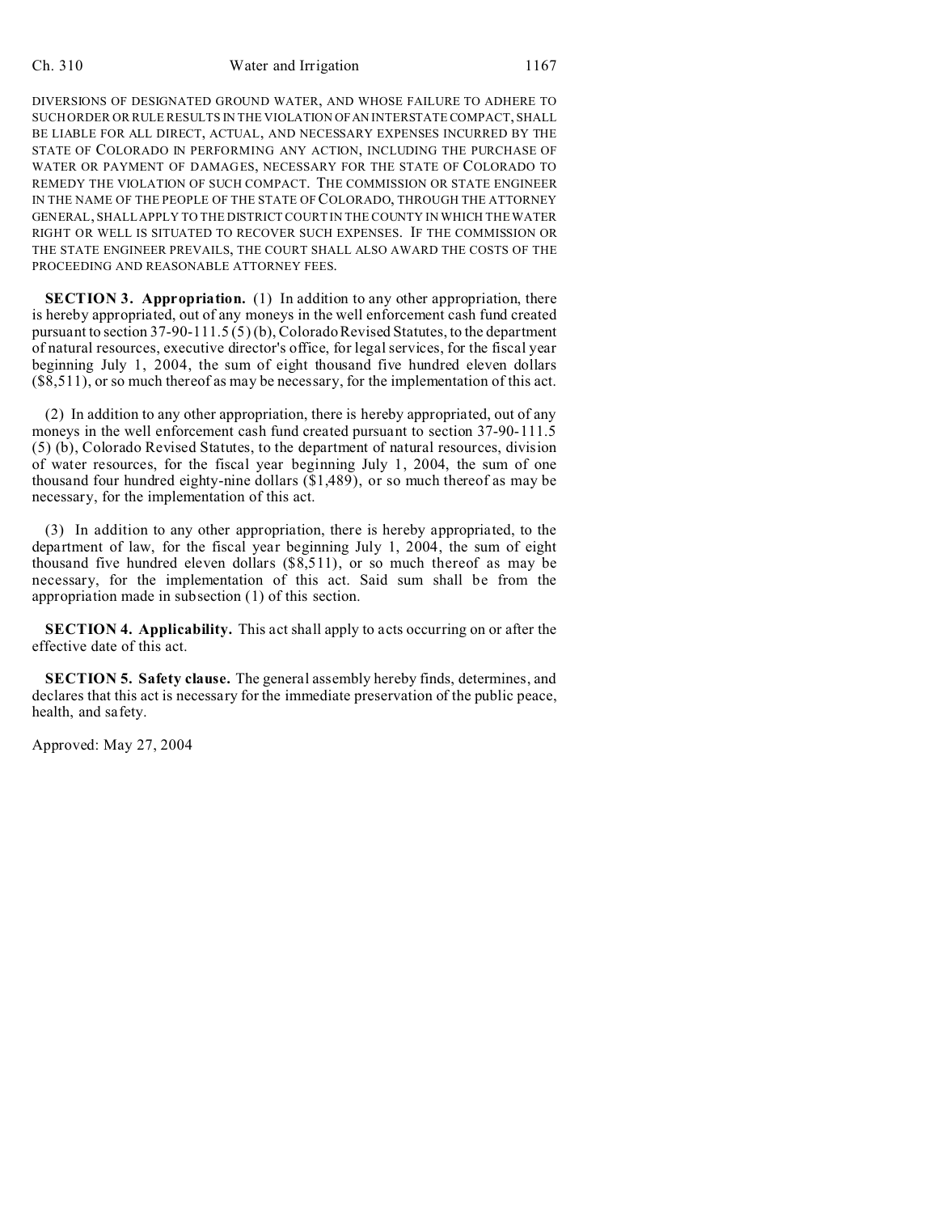DIVERSIONS OF DESIGNATED GROUND WATER, AND WHOSE FAILURE TO ADHERE TO SUCH ORDER OR RULE RESULTS IN THE VIOLATION OF AN INTERSTATE COMPACT, SHALL BE LIABLE FOR ALL DIRECT, ACTUAL, AND NECESSARY EXPENSES INCURRED BY THE STATE OF COLORADO IN PERFORMING ANY ACTION, INCLUDING THE PURCHASE OF WATER OR PAYMENT OF DAMAGES, NECESSARY FOR THE STATE OF COLORADO TO REMEDY THE VIOLATION OF SUCH COMPACT. THE COMMISSION OR STATE ENGINEER IN THE NAME OF THE PEOPLE OF THE STATE OF COLORADO, THROUGH THE ATTORNEY GENERAL, SHALL APPLY TO THE DISTRICT COURT IN THE COUNTY IN WHICH THE WATER RIGHT OR WELL IS SITUATED TO RECOVER SUCH EXPENSES. IF THE COMMISSION OR THE STATE ENGINEER PREVAILS, THE COURT SHALL ALSO AWARD THE COSTS OF THE PROCEEDING AND REASONABLE ATTORNEY FEES.

**SECTION 3. Appropriation.** (1) In addition to any other appropriation, there is hereby appropriated, out of any moneys in the well enforcement cash fund created pursuant to section 37-90-111.5 (5) (b), Colorado Revised Statutes, to the department of natural resources, executive director's office, for legal services, for the fiscal year beginning July 1, 2004, the sum of eight thousand five hundred eleven dollars ($8,511), or so much thereof as may be necessary, for the implementation of this act.

(2) In addition to any other appropriation, there is hereby appropriated, out of any moneys in the well enforcement cash fund created pursuant to section 37-90-111.5 (5) (b), Colorado Revised Statutes, to the department of natural resources, division of water resources, for the fiscal year beginning July 1, 2004, the sum of one thousand four hundred eighty-nine dollars ($1,489), or so much thereof as may be necessary, for the implementation of this act.

(3) In addition to any other appropriation, there is hereby appropriated, to the department of law, for the fiscal year beginning July 1, 2004, the sum of eight thousand five hundred eleven dollars ($8,511), or so much thereof as may be necessary, for the implementation of this act. Said sum shall be from the appropriation made in subsection (1) of this section.

**SECTION 4. Applicability.** This act shall apply to acts occurring on or after the effective date of this act.

**SECTION 5. Safety clause.** The general assembly hereby finds, determines, and declares that this act is necessary for the immediate preservation of the public peace, health, and safety.

Approved: May 27, 2004